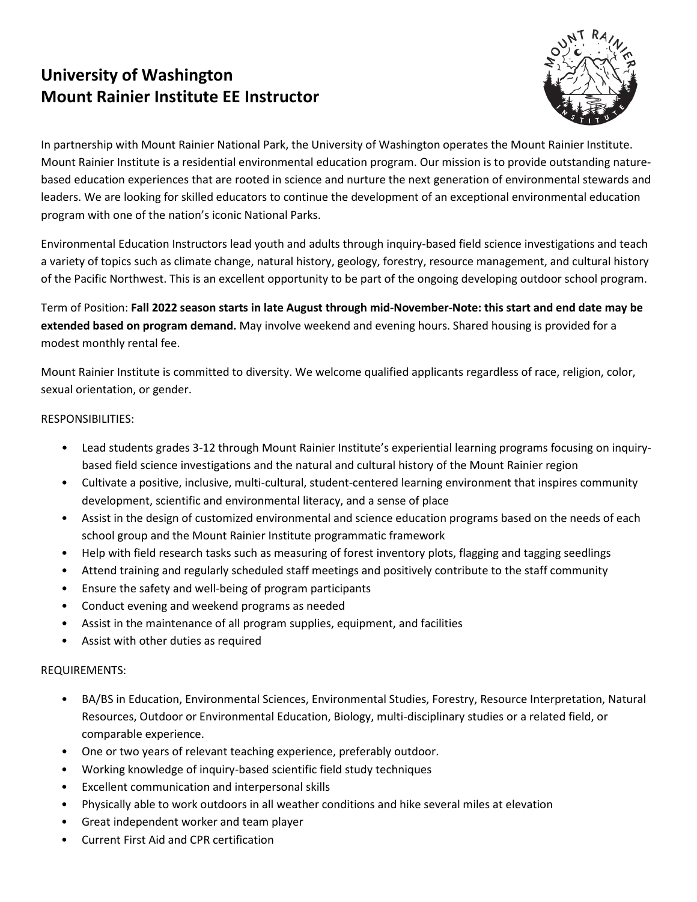# University of Washington
# Mount Rainier Institute EE Instructor

In partnership with Mount Rainier National Park, the University of Washington operates the Mount Rainier Institute. Mount Rainier Institute is a residential environmental education program. Our mission is to provide outstanding nature-based education experiences that are rooted in science and nurture the next generation of environmental stewards and leaders. We are looking for skilled educators to continue the development of an exceptional environmental education program with one of the nation's iconic National Parks.

Environmental Education Instructors lead youth and adults through inquiry-based field science investigations and teach a variety of topics such as climate change, natural history, geology, forestry, resource management, and cultural history of the Pacific Northwest. This is an excellent opportunity to be part of the ongoing developing outdoor school program.

Term of Position: **Fall 2022 season starts in late August through mid-November-Note: this start and end date may be extended based on program demand.** May involve weekend and evening hours. Shared housing is provided for a modest monthly rental fee.

Mount Rainier Institute is committed to diversity. We welcome qualified applicants regardless of race, religion, color, sexual orientation, or gender.

RESPONSIBILITIES:

- Lead students grades 3-12 through Mount Rainier Institute's experiential learning programs focusing on inquiry-based field science investigations and the natural and cultural history of the Mount Rainier region
- Cultivate a positive, inclusive, multi-cultural, student-centered learning environment that inspires community development, scientific and environmental literacy, and a sense of place
- Assist in the design of customized environmental and science education programs based on the needs of each school group and the Mount Rainier Institute programmatic framework
- Help with field research tasks such as measuring of forest inventory plots, flagging and tagging seedlings
- Attend training and regularly scheduled staff meetings and positively contribute to the staff community
- Ensure the safety and well-being of program participants
- Conduct evening and weekend programs as needed
- Assist in the maintenance of all program supplies, equipment, and facilities
- Assist with other duties as required

REQUIREMENTS:

- BA/BS in Education, Environmental Sciences, Environmental Studies, Forestry, Resource Interpretation, Natural Resources, Outdoor or Environmental Education, Biology, multi-disciplinary studies or a related field, or comparable experience.
- One or two years of relevant teaching experience, preferably outdoor.
- Working knowledge of inquiry-based scientific field study techniques
- Excellent communication and interpersonal skills
- Physically able to work outdoors in all weather conditions and hike several miles at elevation
- Great independent worker and team player
- Current First Aid and CPR certification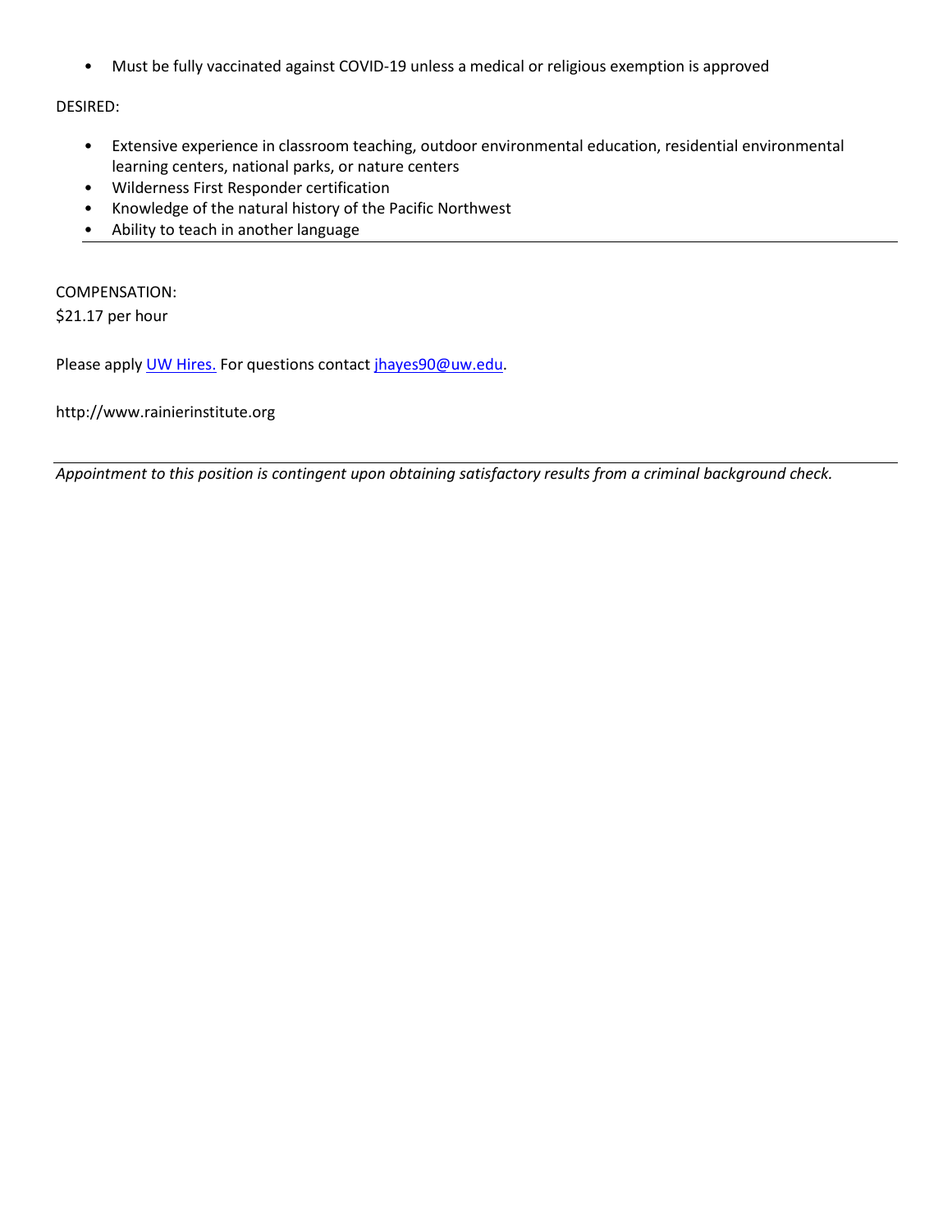- Must be fully vaccinated against COVID-19 unless a medical or religious exemption is approved

DESIRED:

- Extensive experience in classroom teaching, outdoor environmental education, residential environmental learning centers, national parks, or nature centers
- Wilderness First Responder certification
- Knowledge of the natural history of the Pacific Northwest
- Ability to teach in another language

---

COMPENSATION:
$21.17 per hour

Please apply [UW Hires.](UW Hires.) For questions contact [jhayes90@uw.edu](mailto:jhayes90@uw.edu).

http://www.rainierinstitute.org

---

*Appointment to this position is contingent upon obtaining satisfactory results from a criminal background check.*